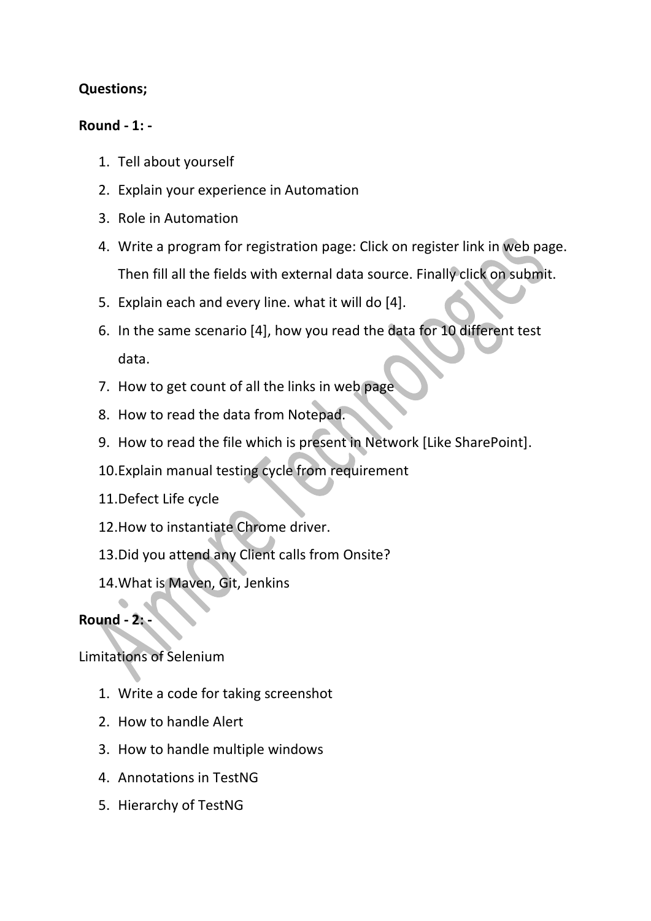**Questions;**

**Round - 1: -**

1. Tell about yourself
2. Explain your experience in Automation
3. Role in Automation
4. Write a program for registration page: Click on register link in web page. Then fill all the fields with external data source. Finally click on submit.
5. Explain each and every line. what it will do [4].
6. In the same scenario [4], how you read the data for 10 different test data.
7. How to get count of all the links in web page
8. How to read the data from Notepad.
9. How to read the file which is present in Network [Like SharePoint].
10. Explain manual testing cycle from requirement
11. Defect Life cycle
12. How to instantiate Chrome driver.
13. Did you attend any Client calls from Onsite?
14. What is Maven, Git, Jenkins

**Round - 2: -**

Limitations of Selenium

1. Write a code for taking screenshot
2. How to handle Alert
3. How to handle multiple windows
4. Annotations in TestNG
5. Hierarchy of TestNG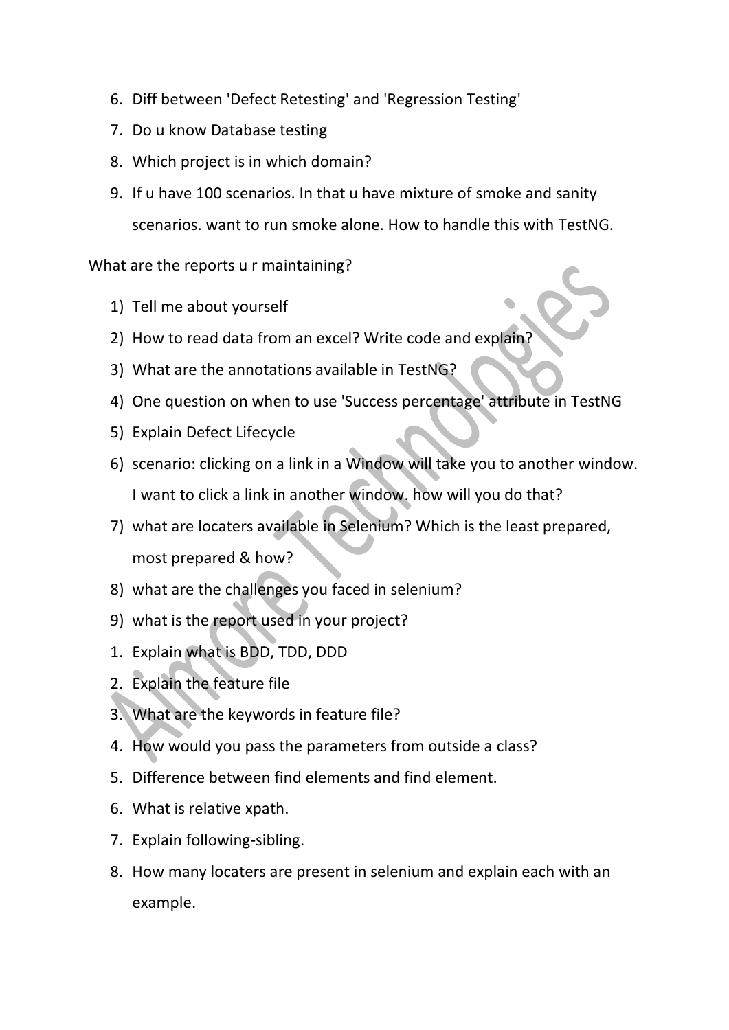6. Diff between 'Defect Retesting' and 'Regression Testing'
7. Do u know Database testing
8. Which project is in which domain?
9. If u have 100 scenarios. In that u have mixture of smoke and sanity scenarios. want to run smoke alone. How to handle this with TestNG.

What are the reports u r maintaining?

1) Tell me about yourself
2) How to read data from an excel? Write code and explain?
3) What are the annotations available in TestNG?
4) One question on when to use 'Success percentage' attribute in TestNG
5) Explain Defect Lifecycle
6) scenario: clicking on a link in a Window will take you to another window. I want to click a link in another window. how will you do that?
7) what are locaters available in Selenium? Which is the least prepared, most prepared & how?
8) what are the challenges you faced in selenium?
9) what is the report used in your project?

1. Explain what is BDD, TDD, DDD
2. Explain the feature file
3. What are the keywords in feature file?
4. How would you pass the parameters from outside a class?
5. Difference between find elements and find element.
6. What is relative xpath.
7. Explain following-sibling.
8. How many locaters are present in selenium and explain each with an example.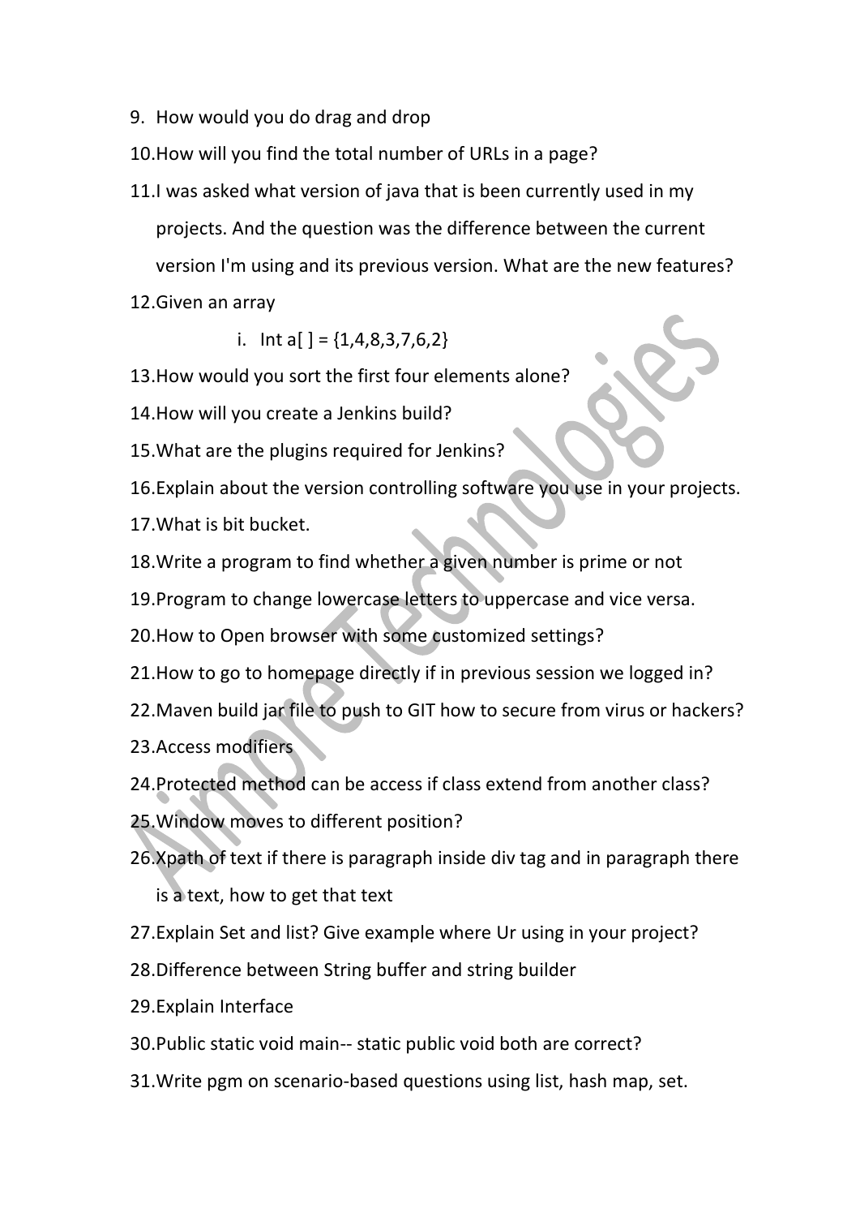9. How would you do drag and drop
10. How will you find the total number of URLs in a page?
11. I was asked what version of java that is been currently used in my projects. And the question was the difference between the current version I'm using and its previous version. What are the new features?
12. Given an array
    i. Int a[ ] = {1,4,8,3,7,6,2}
13. How would you sort the first four elements alone?
14. How will you create a Jenkins build?
15. What are the plugins required for Jenkins?
16. Explain about the version controlling software you use in your projects.
17. What is bit bucket.
18. Write a program to find whether a given number is prime or not
19. Program to change lowercase letters to uppercase and vice versa.
20. How to Open browser with some customized settings?
21. How to go to homepage directly if in previous session we logged in?
22. Maven build jar file to push to GIT how to secure from virus or hackers?
23. Access modifiers
24. Protected method can be access if class extend from another class?
25. Window moves to different position?
26. Xpath of text if there is paragraph inside div tag and in paragraph there is a text, how to get that text
27. Explain Set and list? Give example where Ur using in your project?
28. Difference between String buffer and string builder
29. Explain Interface
30. Public static void main-- static public void both are correct?
31. Write pgm on scenario-based questions using list, hash map, set.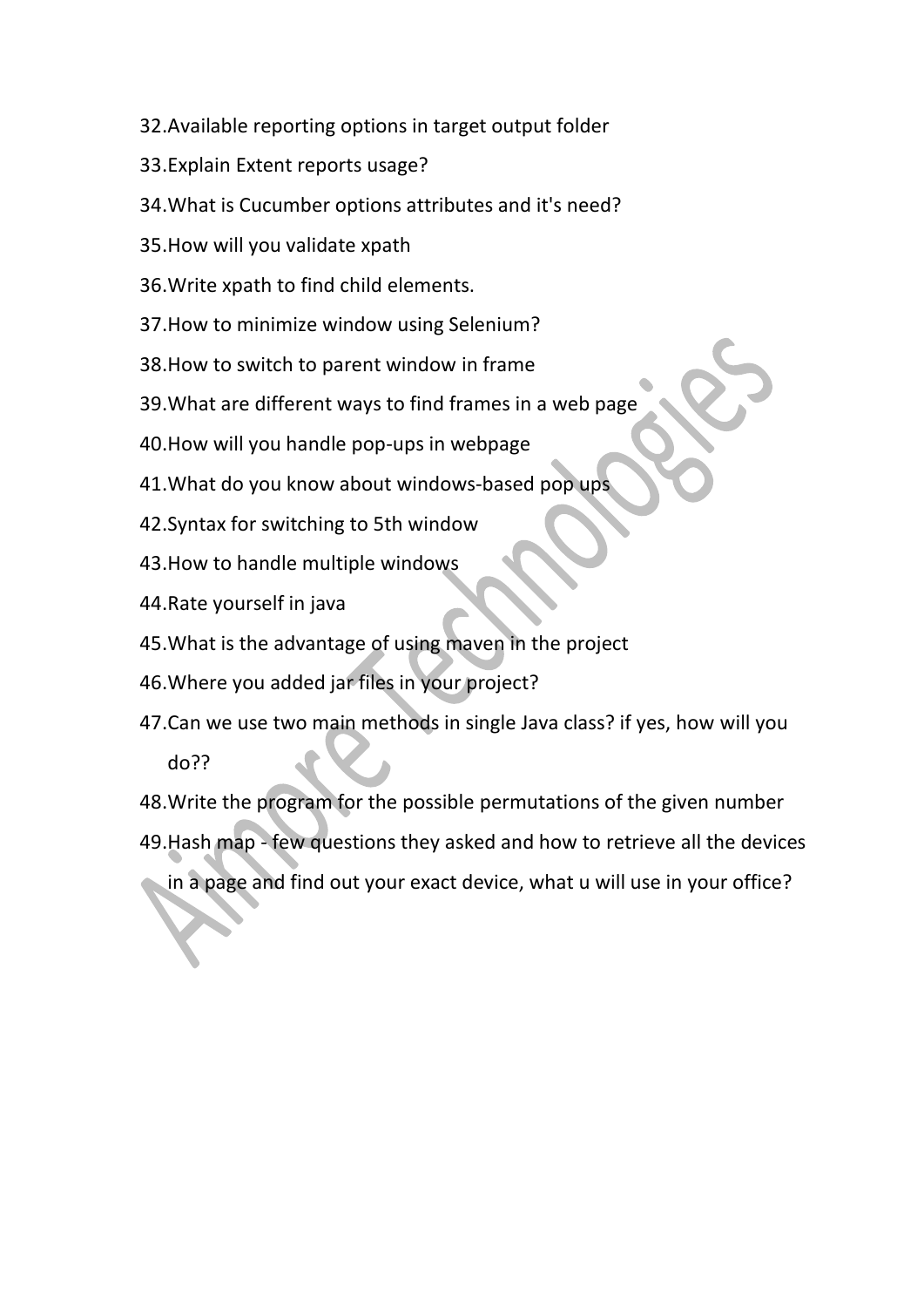32. Available reporting options in target output folder
33. Explain Extent reports usage?
34. What is Cucumber options attributes and it's need?
35. How will you validate xpath
36. Write xpath to find child elements.
37. How to minimize window using Selenium?
38. How to switch to parent window in frame
39. What are different ways to find frames in a web page
40. How will you handle pop-ups in webpage
41. What do you know about windows-based pop ups
42. Syntax for switching to 5th window
43. How to handle multiple windows
44. Rate yourself in java
45. What is the advantage of using maven in the project
46. Where you added jar files in your project?
47. Can we use two main methods in single Java class? if yes, how will you do??
48. Write the program for the possible permutations of the given number
49. Hash map - few questions they asked and how to retrieve all the devices in a page and find out your exact device, what u will use in your office?